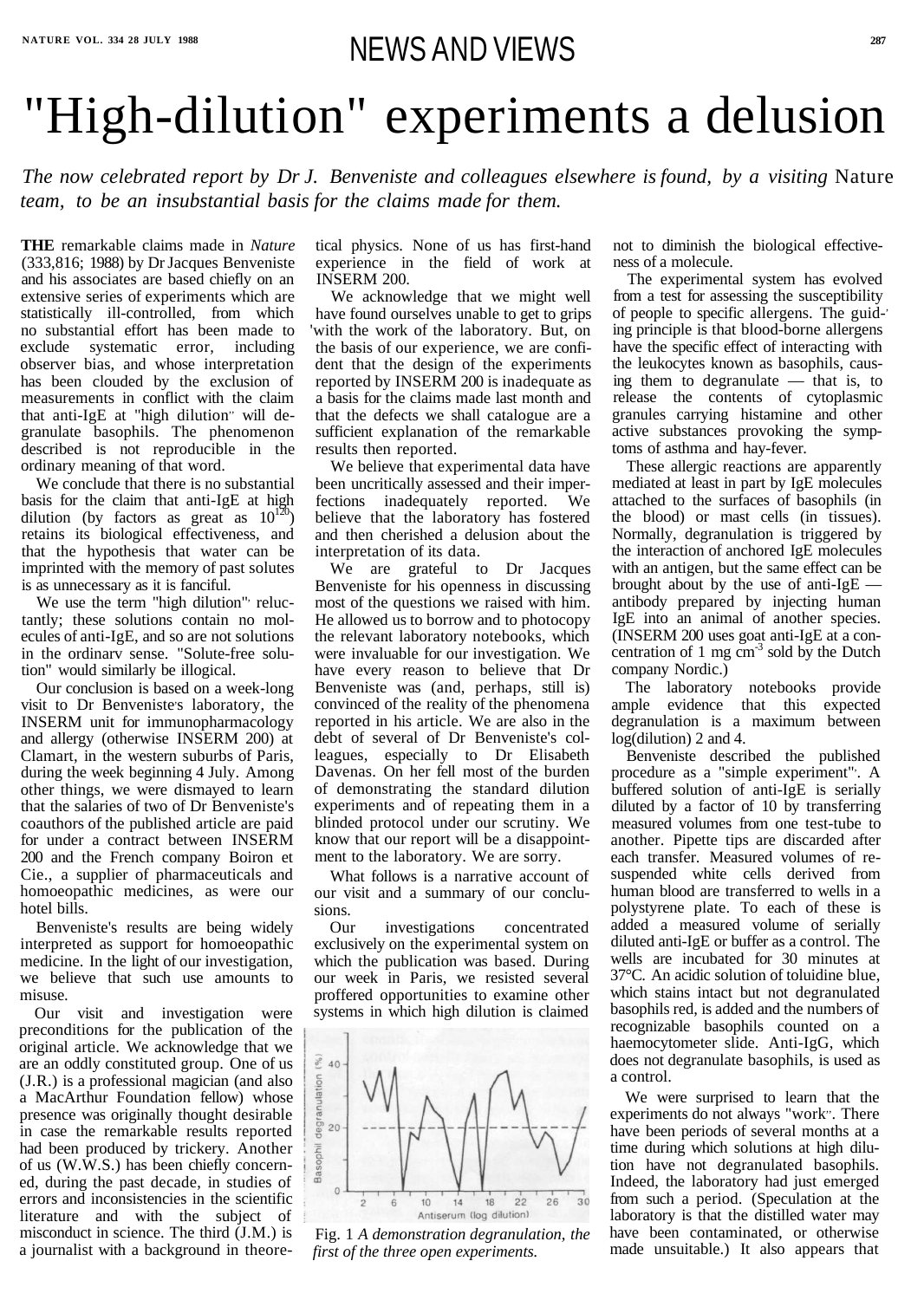# "High-dilution" experiments a delusion

*The now celebrated report by Dr J. Benveniste and colleagues elsewhere is found, by a visiting* Nature *team, to be an insubstantial basis for the claims made for them.*

**THE** remarkable claims made in *Nature* (333,816; 1988) by Dr Jacques Benveniste and his associates are based chiefly on an extensive series of experiments which are statistically ill-controlled, from which no substantial effort has been made to exclude systematic error, including observer bias, and whose interpretation has been clouded by the exclusion of measurements in conflict with the claim that anti-IgE at "high dilution" will degranulate basophils. The phenomenon described is not reproducible in the ordinary meaning of that word.

We conclude that there is no substantial basis for the claim that anti-IgE at high dilution (by factors as great as $10^{120}$) retains its biological effectiveness, and that the hypothesis that water can be imprinted with the memory of past solutes is as unnecessary as it is fanciful.

We use the term "high dilution" reluctantly; these solutions contain no molecules of anti-IgE, and so are not solutions in the ordinary sense. "Solute-free solution" would similarly be illogical.

Our conclusion is based on a week-long visit to Dr Benveniste's laboratory, the INSERM unit for immunopharmacology and allergy (otherwise INSERM 200) at Clamart, in the western suburbs of Paris, during the week beginning 4 July. Among other things, we were dismayed to learn that the salaries of two of Dr Benveniste's coauthors of the published article are paid for under a contract between INSERM 200 and the French company Boiron et Cie., a supplier of pharmaceuticals and homoeopathic medicines, as were our hotel bills.

Benveniste's results are being widely interpreted as support for homoeopathic medicine. In the light of our investigation, we believe that such use amounts to misuse.

Our visit and investigation were preconditions for the publication of the original article. We acknowledge that we are an oddly constituted group. One of us (J.R.) is a professional magician (and also a MacArthur Foundation fellow) whose presence was originally thought desirable in case the remarkable results reported had been produced by trickery. Another of us (W.W.S.) has been chiefly concerned, during the past decade, in studies of errors and inconsistencies in the scientific literature and with the subject of misconduct in science. The third (J.M.) is a journalist with a background in theoretical physics. None of us has first-hand experience in the field of work at INSERM 200.

We acknowledge that we might well have found ourselves unable to get to grips with the work of the laboratory. But, on the basis of our experience, we are confident that the design of the experiments reported by INSERM 200 is inadequate as a basis for the claims made last month and that the defects we shall catalogue are a sufficient explanation of the remarkable results then reported.

We believe that experimental data have been uncritically assessed and their imperfections inadequately reported. We believe that the laboratory has fostered and then cherished a delusion about the interpretation of its data.

We are grateful to Dr Jacques Benveniste for his openness in discussing most of the questions we raised with him. He allowed us to borrow and to photocopy the relevant laboratory notebooks, which were invaluable for our investigation. We have every reason to believe that Dr Benveniste was (and, perhaps, still is) convinced of the reality of the phenomena reported in his article. We are also in the debt of several of Dr Benveniste's colleagues, especially to Dr Elisabeth Davenas. On her fell most of the burden of demonstrating the standard dilution experiments and of repeating them in a blinded protocol under our scrutiny. We know that our report will be a disappointment to the laboratory. We are sorry.

What follows is a narrative account of our visit and a summary of our conclusions.

Our investigations concentrated exclusively on the experimental system on which the publication was based. During our week in Paris, we resisted several proffered opportunities to examine other systems in which high dilution is claimed not to diminish the biological effectiveness of a molecule.

Fig. 1 *A demonstration degranulation, the first of the three open experiments.*

The experimental system has evolved from a test for assessing the susceptibility of people to specific allergens. The guiding principle is that blood-borne allergens have the specific effect of interacting with the leukocytes known as basophils, causing them to degranulate — that is, to release the contents of cytoplasmic granules carrying histamine and other active substances provoking the symptoms of asthma and hay-fever.

These allergic reactions are apparently mediated at least in part by IgE molecules attached to the surfaces of basophils (in the blood) or mast cells (in tissues). Normally, degranulation is triggered by the interaction of anchored IgE molecules with an antigen, but the same effect can be brought about by the use of anti-IgE — antibody prepared by injecting human IgE into an animal of another species. (INSERM 200 uses goat anti-IgE at a concentration of 1 mg $cm^{-3}$ sold by the Dutch company Nordic.)

The laboratory notebooks provide ample evidence that this expected degranulation is a maximum between log(dilution) 2 and 4.

Benveniste described the published procedure as a "simple experiment". A buffered solution of anti-IgE is serially diluted by a factor of 10 by transferring measured volumes from one test-tube to another. Pipette tips are discarded after each transfer. Measured volumes of re-suspended white cells derived from human blood are transferred to wells in a polystyrene plate. To each of these is added a measured volume of serially diluted anti-IgE or buffer as a control. The wells are incubated for 30 minutes at 37°C. An acidic solution of toluidine blue, which stains intact but not degranulated basophils red, is added and the numbers of recognizable basophils counted on a haemocytometer slide. Anti-IgG, which does not degranulate basophils, is used as a control.

We were surprised to learn that the experiments do not always "work". There have been periods of several months at a time during which solutions at high dilution have not degranulated basophils. Indeed, the laboratory had just emerged from such a period. (Speculation at the laboratory is that the distilled water may have been contaminated, or otherwise made unsuitable.) It also appears that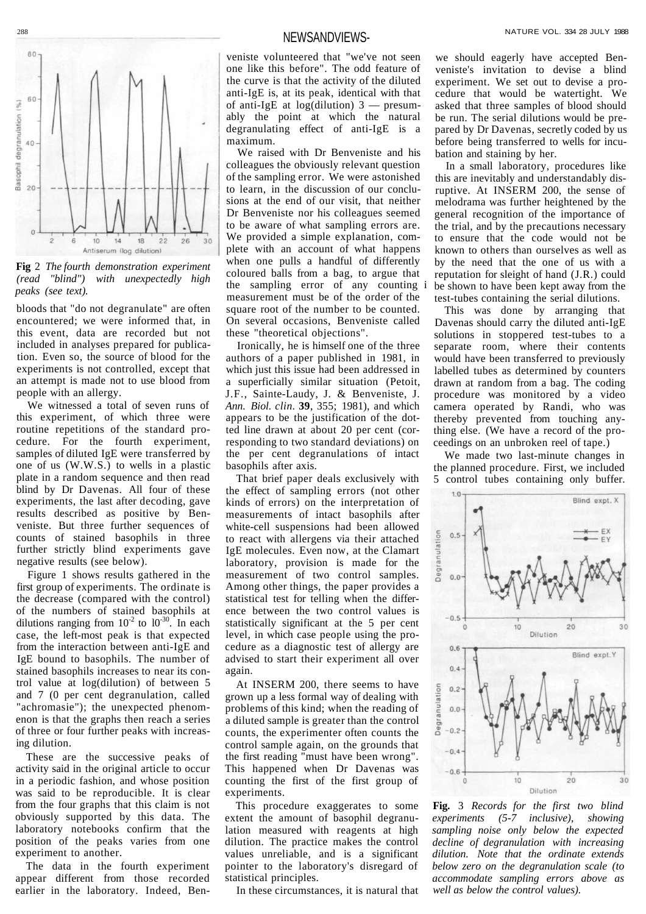**Fig** 2 *The fourth demonstration experiment (read "blind") with unexpectedly high peaks (see text).*

bloods that "do not degranulate" are often encountered; we were informed that, in this event, data are recorded but not included in analyses prepared for publication. Even so, the source of blood for the experiments is not controlled, except that an attempt is made not to use blood from people with an allergy.

We witnessed a total of seven runs of this experiment, of which three were routine repetitions of the standard procedure. For the fourth experiment, samples of diluted IgE were transferred by one of us (W.W.S.) to wells in a plastic plate in a random sequence and then read blind by Dr Davenas. All four of these experiments, the last after decoding, gave results described as positive by Benveniste. But three further sequences of counts of stained basophils in three further strictly blind experiments gave negative results (see below).

Figure 1 shows results gathered in the first group of experiments. The ordinate is the decrease (compared with the control) of the numbers of stained basophils at dilutions ranging from $10^{-2}$ to $10^{-30}$. In each case, the left-most peak is that expected from the interaction between anti-IgE and IgE bound to basophils. The number of stained basophils increases to near its control value at log(dilution) of between 5 and 7 (0 per cent degranulation, called "achromasie"); the unexpected phenomenon is that the graphs then reach a series of three or four further peaks with increasing dilution.

These are the successive peaks of activity said in the original article to occur in a periodic fashion, and whose position was said to be reproducible. It is clear from the four graphs that this claim is not obviously supported by this data. The laboratory notebooks confirm that the position of the peaks varies from one experiment to another.

The data in the fourth experiment appear different from those recorded earlier in the laboratory. Indeed, Benveniste volunteered that "we've not seen one like this before". The odd feature of the curve is that the activity of the diluted anti-IgE is, at its peak, identical with that of anti-IgE at log(dilution) 3 — presumably the point at which the natural degranulating effect of anti-IgE is a maximum.

We raised with Dr Benveniste and his colleagues the obviously relevant question of the sampling error. We were astonished to learn, in the discussion of our conclusions at the end of our visit, that neither Dr Benveniste nor his colleagues seemed to be aware of what sampling errors are. We provided a simple explanation, complete with an account of what happens when one pulls a handful of differently coloured balls from a bag, to argue that the sampling error of any counting measurement must be of the order of the square root of the number to be counted. On several occasions, Benveniste called these "theoretical objections".

Ironically, he is himself one of the three authors of a paper published in 1981, in which just this issue had been addressed in a superficially similar situation (Petoit, J.F., Sainte-Laudy, J. & Benveniste, J. *Ann. Biol. clin.* **39**, 355; 1981), and which appears to be the justification of the dotted line drawn at about 20 per cent (corresponding to two standard deviations) on the per cent degranulations of intact basophils after axis.

That brief paper deals exclusively with the effect of sampling errors (not other kinds of errors) on the interpretation of measurements of intact basophils after white-cell suspensions had been allowed to react with allergens via their attached IgE molecules. Even now, at the Clamart laboratory, provision is made for the measurement of two control samples. Among other things, the paper provides a statistical test for telling when the difference between the two control values is statistically significant at the 5 per cent level, in which case people using the procedure as a diagnostic test of allergy are advised to start their experiment all over again.

At INSERM 200, there seems to have grown up a less formal way of dealing with problems of this kind; when the reading of a diluted sample is greater than the control counts, the experimenter often counts the control sample again, on the grounds that the first reading "must have been wrong". This happened when Dr Davenas was counting the first of the first group of experiments.

This procedure exaggerates to some extent the amount of basophil degranulation measured with reagents at high dilution. The practice makes the control values unreliable, and is a significant pointer to the laboratory's disregard of statistical principles.

In these circumstances, it is natural that we should eagerly have accepted Benveniste's invitation to devise a blind experiment. We set out to devise a procedure that would be watertight. We asked that three samples of blood should be run. The serial dilutions would be prepared by Dr Davenas, secretly coded by us before being transferred to wells for incubation and staining by her.

In a small laboratory, procedures like this are inevitably and understandably disruptive. At INSERM 200, the sense of melodrama was further heightened by the general recognition of the importance of the trial, and by the precautions necessary to ensure that the code would not be known to others than ourselves as well as by the need that the one of us with a reputation for sleight of hand (J.R.) could be shown to have been kept away from the test-tubes containing the serial dilutions.

This was done by arranging that Davenas should carry the diluted anti-IgE solutions in stoppered test-tubes to a separate room, where their contents would have been transferred to previously labelled tubes as determined by counters drawn at random from a bag. The coding procedure was monitored by a video camera operated by Randi, who was thereby prevented from touching anything else. (We have a record of the proceedings on an unbroken reel of tape.)

We made two last-minute changes in the planned procedure. First, we included 5 control tubes containing only buffer.

**Fig.** 3 *Records for the first two blind experiments (5-7 inclusive), showing sampling noise only below the expected decline of degranulation with increasing dilution. Note that the ordinate extends below zero on the degranulation scale (to accommodate sampling errors above as well as below the control values).*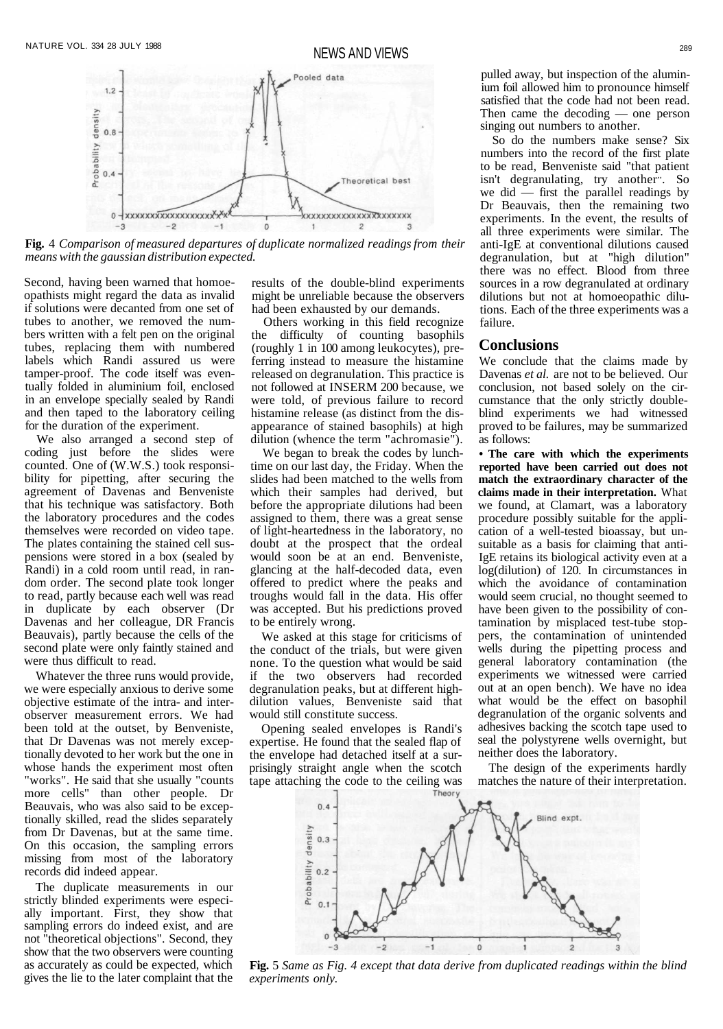Fig. 4 *Comparison of measured departures of duplicate normalized readings from their means with the gaussian distribution expected.*

Second, having been warned that homoeopathists might regard the data as invalid if solutions were decanted from one set of tubes to another, we removed the numbers written with a felt pen on the original tubes, replacing them with numbered labels which Randi assured us were tamper-proof. The code itself was eventually folded in aluminium foil, enclosed in an envelope specially sealed by Randi and then taped to the laboratory ceiling for the duration of the experiment.

We also arranged a second step of coding just before the slides were counted. One of (W.W.S.) took responsibility for pipetting, after securing the agreement of Davenas and Benveniste that his technique was satisfactory. Both the laboratory procedures and the codes themselves were recorded on video tape. The plates containing the stained cell suspensions were stored in a box (sealed by Randi) in a cold room until read, in random order. The second plate took longer to read, partly because each well was read in duplicate by each observer (Dr Davenas and her colleague, DR Francis Beauvais), partly because the cells of the second plate were only faintly stained and were thus difficult to read.

Whatever the three runs would provide, we were especially anxious to derive some objective estimate of the intra- and inter-observer measurement errors. We had been told at the outset, by Benveniste, that Dr Davenas was not merely exceptionally devoted to her work but the one in whose hands the experiment most often "works". He said that she usually "counts more cells" than other people. Dr Beauvais, who was also said to be exceptionally skilled, read the slides separately from Dr Davenas, but at the same time. On this occasion, the sampling errors missing from most of the laboratory records did indeed appear.

The duplicate measurements in our strictly blinded experiments were especially important. First, they show that sampling errors do indeed exist, and are not "theoretical objections". Second, they show that the two observers were counting as accurately as could be expected, which gives the lie to the later complaint that the results of the double-blind experiments might be unreliable because the observers had been exhausted by our demands.

Others working in this field recognize the difficulty of counting basophils (roughly 1 in 100 among leukocytes), preferring instead to measure the histamine released on degranulation. This practice is not followed at INSERM 200 because, we were told, of previous failure to record histamine release (as distinct from the disappearance of stained basophils) at high dilution (whence the term "achromasie").

We began to break the codes by lunchtime on our last day, the Friday. When the slides had been matched to the wells from which their samples had derived, but before the appropriate dilutions had been assigned to them, there was a great sense of light-heartedness in the laboratory, no doubt at the prospect that the ordeal would soon be at an end. Benveniste, glancing at the half-decoded data, even offered to predict where the peaks and troughs would fall in the data. His offer was accepted. But his predictions proved to be entirely wrong.

We asked at this stage for criticisms of the conduct of the trials, but were given none. To the question what would be said if the two observers had recorded degranulation peaks, but at different high-dilution values, Benveniste said that would still constitute success.

Opening sealed envelopes is Randi's expertise. He found that the sealed flap of the envelope had detached itself at a surprisingly straight angle when the scotch tape attaching the code to the ceiling was pulled away, but inspection of the aluminium foil allowed him to pronounce himself satisfied that the code had not been read. Then came the decoding — one person singing out numbers to another.

So do the numbers make sense? Six numbers into the record of the first plate to be read, Benveniste said "that patient isn't degranulating, try another". So we did — first the parallel readings by Dr Beauvais, then the remaining two experiments. In the event, the results of all three experiments were similar. The anti-IgE at conventional dilutions caused degranulation, but at "high dilution" there was no effect. Blood from three sources in a row degranulated at ordinary dilutions but not at homoeopathic dilutions. Each of the three experiments was a failure.

## Conclusions

We conclude that the claims made by Davenas *et al.* are not to be believed. Our conclusion, not based solely on the circumstance that the only strictly double-blind experiments we had witnessed proved to be failures, may be summarized as follows:

- **The care with which the experiments reported have been carried out does not match the extraordinary character of the claims made in their interpretation.** What we found, at Clamart, was a laboratory procedure possibly suitable for the application of a well-tested bioassay, but unsuitable as a basis for claiming that anti-IgE retains its biological activity even at a log(dilution) of 120. In circumstances in which the avoidance of contamination would seem crucial, no thought seemed to have been given to the possibility of contamination by misplaced test-tube stoppers, the contamination of unintended wells during the pipetting process and general laboratory contamination (the experiments we witnessed were carried out at an open bench). We have no idea what would be the effect on basophil degranulation of the organic solvents and adhesives backing the scotch tape used to seal the polystyrene wells overnight, but neither does the laboratory.

The design of the experiments hardly matches the nature of their interpretation.

Fig. 5 *Same as Fig. 4 except that data derive from duplicated readings within the blind experiments only.*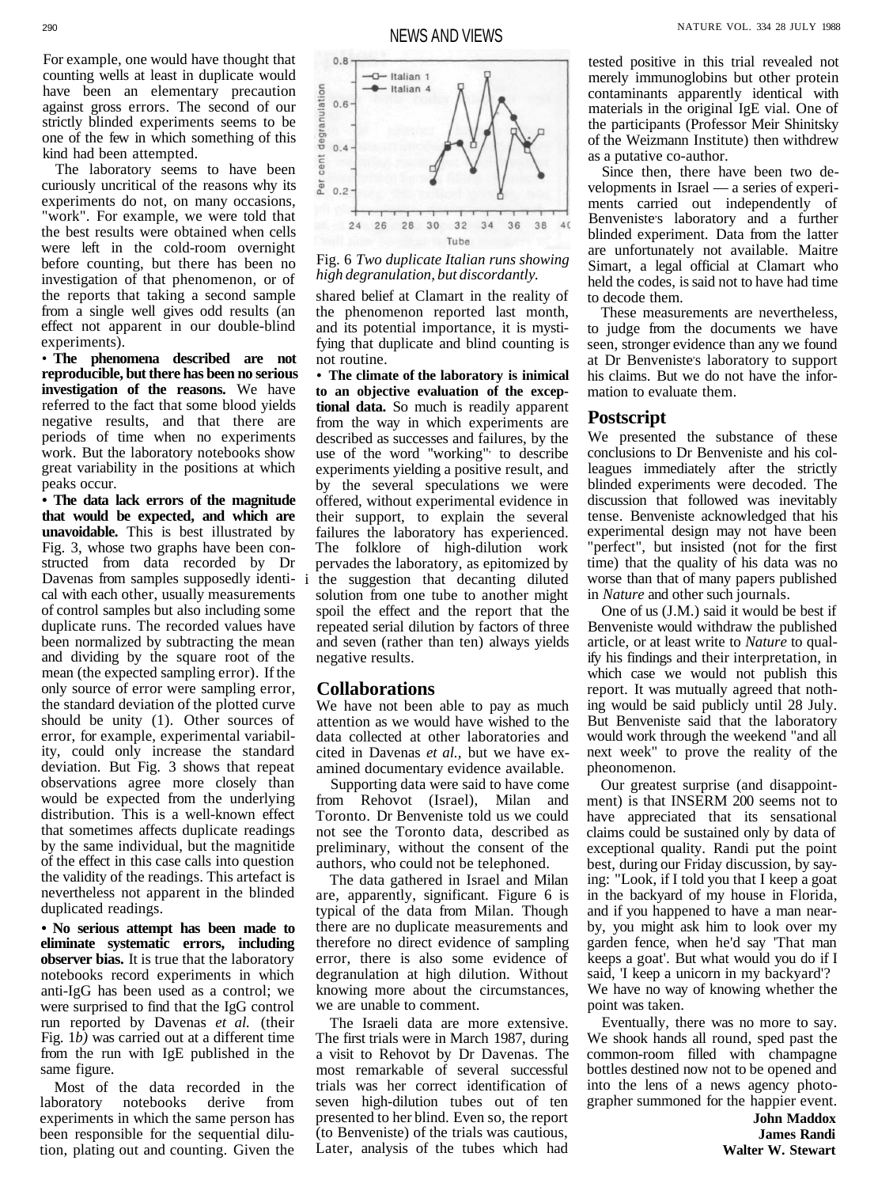For example, one would have thought that counting wells at least in duplicate would have been an elementary precaution against gross errors. The second of our strictly blinded experiments seems to be one of the few in which something of this kind had been attempted.

The laboratory seems to have been curiously uncritical of the reasons why its experiments do not, on many occasions, "work". For example, we were told that the best results were obtained when cells were left in the cold-room overnight before counting, but there has been no investigation of that phenomenon, or of the reports that taking a second sample from a single well gives odd results (an effect not apparent in our double-blind experiments).

• **The phenomena described are not reproducible, but there has been no serious investigation of the reasons.** We have referred to the fact that some blood yields negative results, and that there are periods of time when no experiments work. But the laboratory notebooks show great variability in the positions at which peaks occur.

• **The data lack errors of the magnitude that would be expected, and which are unavoidable.** This is best illustrated by Fig. 3, whose two graphs have been constructed from data recorded by Dr Davenas from samples supposedly identical with each other, usually measurements of control samples but also including some duplicate runs. The recorded values have been normalized by subtracting the mean and dividing by the square root of the mean (the expected sampling error). If the only source of error were sampling error, the standard deviation of the plotted curve should be unity (1). Other sources of error, for example, experimental variability, could only increase the standard deviation. But Fig. 3 shows that repeat observations agree more closely than would be expected from the underlying distribution. This is a well-known effect that sometimes affects duplicate readings by the same individual, but the magnitude of the effect in this case calls into question the validity of the readings. This artefact is nevertheless not apparent in the blinded duplicated readings.

• **No serious attempt has been made to eliminate systematic errors, including observer bias.** It is true that the laboratory notebooks record experiments in which anti-IgG has been used as a control; we were surprised to find that the IgG control run reported by Davenas *et al.* (their Fig. 1*b*) was carried out at a different time from the run with IgE published in the same figure.

Most of the data recorded in the laboratory notebooks derive from experiments in which the same person has been responsible for the sequential dilution, plating out and counting. Given the shared belief at Clamart in the reality of the phenomenon reported last month, and its potential importance, it is mystifying that duplicate and blind counting is not routine.

• **The climate of the laboratory is inimical to an objective evaluation of the exceptional data.** So much is readily apparent from the way in which experiments are described as successes and failures, by the use of the word "working" to describe experiments yielding a positive result, and by the several speculations we were offered, without experimental evidence in their support, to explain the several failures the laboratory has experienced. The folklore of high-dilution work pervades the laboratory, as epitomized by the suggestion that decanting diluted solution from one tube to another might spoil the effect and the report that the repeated serial dilution by factors of three and seven (rather than ten) always yields negative results.

Fig. 6 *Two duplicate Italian runs showing high degranulation, but discordantly.*

## Collaborations

We have not been able to pay as much attention as we would have wished to the data collected at other laboratories and cited in Davenas *et al.,* but we have examined documentary evidence available.

Supporting data were said to have come from Rehovot (Israel), Milan and Toronto. Dr Benveniste told us we could not see the Toronto data, described as preliminary, without the consent of the authors, who could not be telephoned.

The data gathered in Israel and Milan are, apparently, significant. Figure 6 is typical of the data from Milan. Though there are no duplicate measurements and therefore no direct evidence of sampling error, there is also some evidence of degranulation at high dilution. Without knowing more about the circumstances, we are unable to comment.

The Israeli data are more extensive. The first trials were in March 1987, during a visit to Rehovot by Dr Davenas. The most remarkable of several successful trials was her correct identification of seven high-dilution tubes out of ten presented to her blind. Even so, the report (to Benveniste) of the trials was cautious, Later, analysis of the tubes which had tested positive in this trial revealed not merely immunoglobins but other protein contaminants apparently identical with materials in the original IgE vial. One of the participants (Professor Meir Shinitsky of the Weizmann Institute) then withdrew as a putative co-author.

Since then, there have been two developments in Israel — a series of experiments carried out independently of Benveniste's laboratory and a further blinded experiment. Data from the latter are unfortunately not available. Maitre Simart, a legal official at Clamart who held the codes, is said not to have had time to decode them.

These measurements are nevertheless, to judge from the documents we have seen, stronger evidence than any we found at Dr Benveniste's laboratory to support his claims. But we do not have the information to evaluate them.

## Postscript

We presented the substance of these conclusions to Dr Benveniste and his colleagues immediately after the strictly blinded experiments were decoded. The discussion that followed was inevitably tense. Benveniste acknowledged that his experimental design may not have been "perfect", but insisted (not for the first time) that the quality of his data was no worse than that of many papers published in *Nature* and other such journals.

One of us (J.M.) said it would be best if Benveniste would withdraw the published article, or at least write to *Nature* to qualify his findings and their interpretation, in which case we would not publish this report. It was mutually agreed that nothing would be said publicly until 28 July. But Benveniste said that the laboratory would work through the weekend "and all next week" to prove the reality of the pheonomenon.

Our greatest surprise (and disappointment) is that INSERM 200 seems not to have appreciated that its sensational claims could be sustained only by data of exceptional quality. Randi put the point best, during our Friday discussion, by saying: "Look, if I told you that I keep a goat in the backyard of my house in Florida, and if you happened to have a man nearby, you might ask him to look over my garden fence, when he'd say 'That man keeps a goat'. But what would you do if I said, 'I keep a unicorn in my backyard'? We have no way of knowing whether the point was taken.

Eventually, there was no more to say. We shook hands all round, sped past the common-room filled with champagne bottles destined now not to be opened and into the lens of a news agency photographer summoned for the happier event.

**John Maddox**
**James Randi**
**Walter W. Stewart**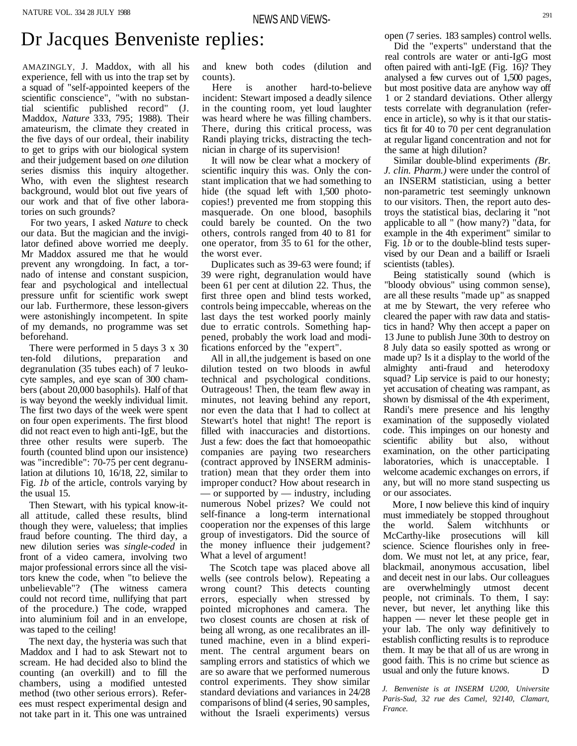# Dr Jacques Benveniste replies:

AMAZINGLY, J. Maddox, with all his experience, fell with us into the trap set by a squad of "self-appointed keepers of the scientific conscience", "with no substantial scientific published record" (J. Maddox, *Nature* 333, 795; 1988). Their amateurism, the climate they created in the five days of our ordeal, their inability to get to grips with our biological system and their judgement based on *one* dilution series dismiss this inquiry altogether. Who, with even the slightest research background, would blot out five years of our work and that of five other laboratories on such grounds?

For two years, I asked *Nature* to check our data. But the magician and the invigilator defined above worried me deeply. Mr Maddox assured me that he would prevent any wrongdoing. In fact, a tornado of intense and constant suspicion, fear and psychological and intellectual pressure unfit for scientific work swept our lab. Furthermore, these lesson-givers were astonishingly incompetent. In spite of my demands, no programme was set beforehand.

There were performed in 5 days 3 x 30 ten-fold dilutions, preparation and degranulation (35 tubes each) of 7 leukocyte samples, and eye scan of 300 chambers (about 20,000 basophils). Half of that is way beyond the weekly individual limit. The first two days of the week were spent on four open experiments. The first blood did not react even to high anti-IgE, but the three other results were superb. The fourth (counted blind upon our insistence) was "incredible": 70-75 per cent degranulation at dilutions 10, 16/18, 22, similar to Fig. *1b* of the article, controls varying by the usual 15.

Then Stewart, with his typical know-it-all attitude, called these results, blind though they were, valueless; that implies fraud before counting. The third day, a new dilution series was *single-coded* in front of a video camera, involving two major professional errors since all the visitors knew the code, when "to believe the unbelievable"? (The witness camera could not record time, nullifying that part of the procedure.) The code, wrapped into aluminium foil and in an envelope, was taped to the ceiling!

The next day, the hysteria was such that Maddox and I had to ask Stewart not to scream. He had decided also to blind the counting (an overkill) and to fill the chambers, using a modified untested method (two other serious errors). Referees must respect experimental design and not take part in it. This one was untrained and knew both codes (dilution and counts).

Here is another hard-to-believe incident: Stewart imposed a deadly silence in the counting room, yet loud laughter was heard where he was filling chambers. There, during this critical process, was Randi playing tricks, distracting the technician in charge of its supervision!

It will now be clear what a mockery of scientific inquiry this was. Only the constant implication that we had something to hide (the squad left with 1,500 photocopies!) prevented me from stopping this masquerade. On one blood, basophils could barely be counted. On the two others, controls ranged from 40 to 81 for one operator, from 35 to 61 for the other, the worst ever.

Duplicates such as 39-63 were found; if 39 were right, degranulation would have been 61 per cent at dilution 22. Thus, the first three open and blind tests worked, controls being impeccable, whereas on the last days the test worked poorly mainly due to erratic controls. Something happened, probably the work load and modifications enforced by the "expert".

All in all,the judgement is based on one dilution tested on two bloods in awful technical and psychological conditions. Outrageous! Then, the team flew away in minutes, not leaving behind any report, nor even the data that I had to collect at Stewart's hotel that night! The report is filled with inaccuracies and distortions. Just a few: does the fact that homoeopathic companies are paying two researchers (contract approved by INSERM administration) mean that they order them into improper conduct? How about research in — or supported by — industry, including numerous Nobel prizes? We could not self-finance a long-term international cooperation nor the expenses of this large group of investigators. Did the source of the money influence their judgement? What a level of argument!

The Scotch tape was placed above all wells (see controls below). Repeating a wrong count? This detects counting errors, especially when stressed by pointed microphones and camera. The two closest counts are chosen at risk of being all wrong, as one recalibrates an ill-tuned machine, even in a blind experiment. The central argument bears on sampling errors and statistics of which we are so aware that we performed numerous control experiments. They show similar standard deviations and variances in 24/28 comparisons of blind (4 series, 90 samples, without the Israeli experiments) versus open (7 series. 183 samples) control wells.

Did the "experts" understand that the real controls are water or anti-IgG most often paired with anti-IgE (Fig. 1b)? They analysed a few curves out of 1,500 pages, but most positive data are anyhow way off 1 or 2 standard deviations. Other allergy tests correlate with degranulation (reference in article), so why is it that our statistics fit for 40 to 70 per cent degranulation at regular ligand concentration and not for the same at high dilution?

Similar double-blind experiments *(Br. J. clin. Pharm.)* were under the control of an INSERM statistician, using a better non-parametric test seemingly unknown to our visitors. Then, the report auto destroys the statistical bias, declaring it "not applicable to all " (how many?) "data, for example in the 4th experiment" similar to Fig. 1*b* or to the double-blind tests supervised by our Dean and a bailiff or Israeli scientists (tables).

Being statistically sound (which is "bloody obvious" using common sense), are all these results "made up" as snapped at me by Stewart, the very referee who cleared the paper with raw data and statistics in hand? Why then accept a paper on 13 June to publish June 30th to destroy on 8 July data so easily spotted as wrong or made up? Is it a display to the world of the almighty anti-fraud and heterodoxy squad? Lip service is paid to our honesty; yet accusation of cheating was rampant, as shown by dismissal of the 4th experiment, Randi's mere presence and his lengthy examination of the supposedly violated code. This impinges on our honesty and scientific ability but also, without examination, on the other participating laboratories, which is unacceptable. I welcome academic exchanges on errors, if any, but will no more stand suspecting us or our associates.

More, I now believe this kind of inquiry must immediately be stopped throughout the world. Salem witchhunts or McCarthy-like prosecutions will kill science. Science flourishes only in freedom. We must not let, at any price, fear, blackmail, anonymous accusation, libel and deceit nest in our labs. Our colleagues are overwhelmingly utmost decent people, not criminals. To them, I say: never, but never, let anything like this happen — never let these people get in your lab. The only way definitively to establish conflicting results is to reproduce them. It may be that all of us are wrong in good faith. This is no crime but science as usual and only the future knows.

*J. Benveniste is at INSERM U200, Universite Paris-Sud, 32 rue des Camel, 92140, Clamart, France.*